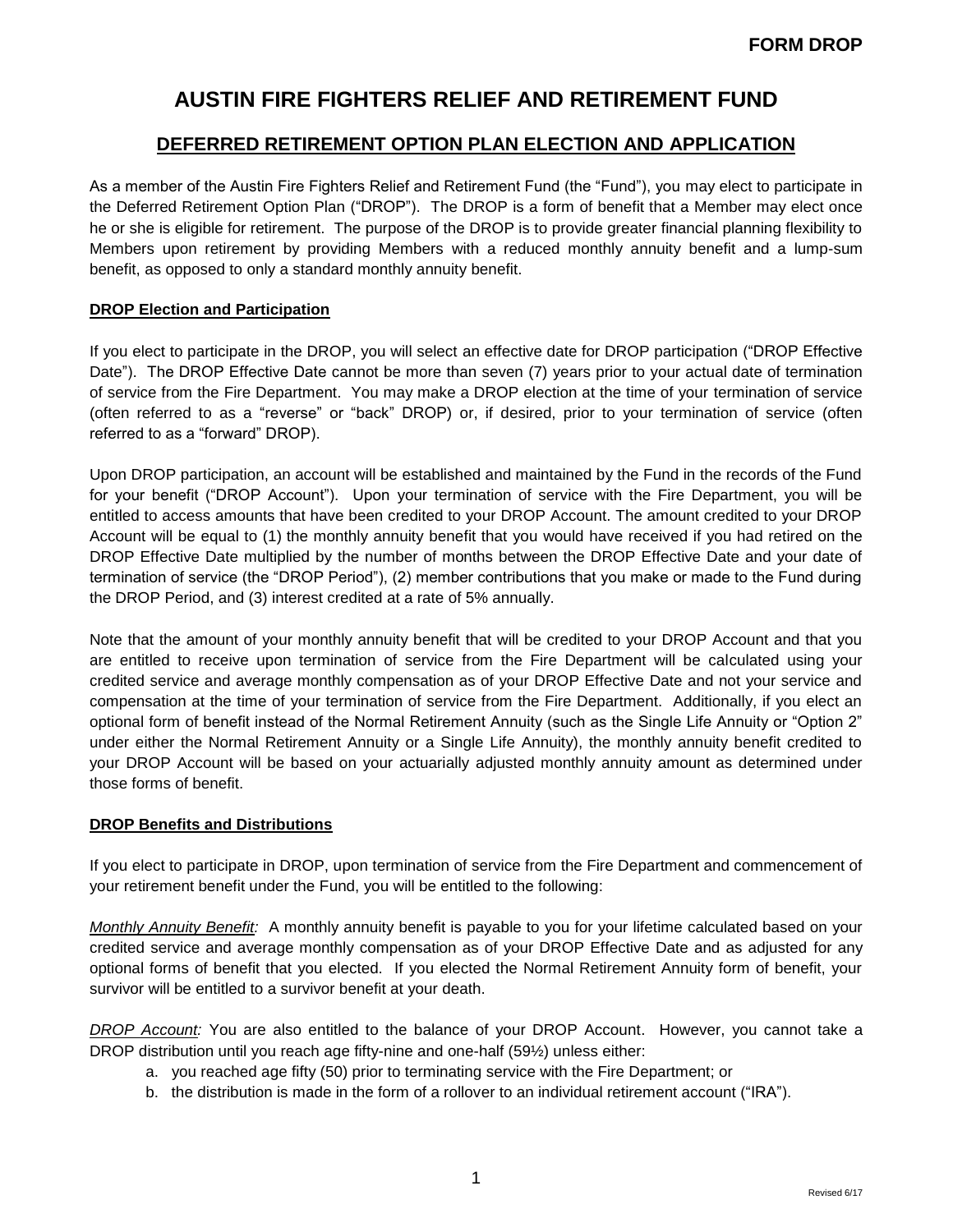**FORM DROP**

# AUSTIN FIRE FIGHTERS RELIEF AND RETIREMENT FUND

## DEFERRED RETIREMENT OPTION PLAN ELECTION AND APPLICATION

As a member of the Austin Fire Fighters Relief and Retirement Fund (the "Fund"), you may elect to participate in the Deferred Retirement Option Plan ("DROP"). The DROP is a form of benefit that a Member may elect once he or she is eligible for retirement. The purpose of the DROP is to provide greater financial planning flexibility to Members upon retirement by providing Members with a reduced monthly annuity benefit and a lump-sum benefit, as opposed to only a standard monthly annuity benefit.

### DROP Election and Participation

If you elect to participate in the DROP, you will select an effective date for DROP participation ("DROP Effective Date"). The DROP Effective Date cannot be more than seven (7) years prior to your actual date of termination of service from the Fire Department. You may make a DROP election at the time of your termination of service (often referred to as a "reverse" or "back" DROP) or, if desired, prior to your termination of service (often referred to as a "forward" DROP).

Upon DROP participation, an account will be established and maintained by the Fund in the records of the Fund for your benefit ("DROP Account"). Upon your termination of service with the Fire Department, you will be entitled to access amounts that have been credited to your DROP Account. The amount credited to your DROP Account will be equal to (1) the monthly annuity benefit that you would have received if you had retired on the DROP Effective Date multiplied by the number of months between the DROP Effective Date and your date of termination of service (the "DROP Period"), (2) member contributions that you make or made to the Fund during the DROP Period, and (3) interest credited at a rate of 5% annually.

Note that the amount of your monthly annuity benefit that will be credited to your DROP Account and that you are entitled to receive upon termination of service from the Fire Department will be calculated using your credited service and average monthly compensation as of your DROP Effective Date and not your service and compensation at the time of your termination of service from the Fire Department. Additionally, if you elect an optional form of benefit instead of the Normal Retirement Annuity (such as the Single Life Annuity or "Option 2" under either the Normal Retirement Annuity or a Single Life Annuity), the monthly annuity benefit credited to your DROP Account will be based on your actuarially adjusted monthly annuity amount as determined under those forms of benefit.

### DROP Benefits and Distributions

If you elect to participate in DROP, upon termination of service from the Fire Department and commencement of your retirement benefit under the Fund, you will be entitled to the following:

*Monthly Annuity Benefit:* A monthly annuity benefit is payable to you for your lifetime calculated based on your credited service and average monthly compensation as of your DROP Effective Date and as adjusted for any optional forms of benefit that you elected. If you elected the Normal Retirement Annuity form of benefit, your survivor will be entitled to a survivor benefit at your death.

*DROP Account:* You are also entitled to the balance of your DROP Account. However, you cannot take a DROP distribution until you reach age fifty-nine and one-half (59½) unless either:

a. you reached age fifty (50) prior to terminating service with the Fire Department; or
b. the distribution is made in the form of a rollover to an individual retirement account ("IRA").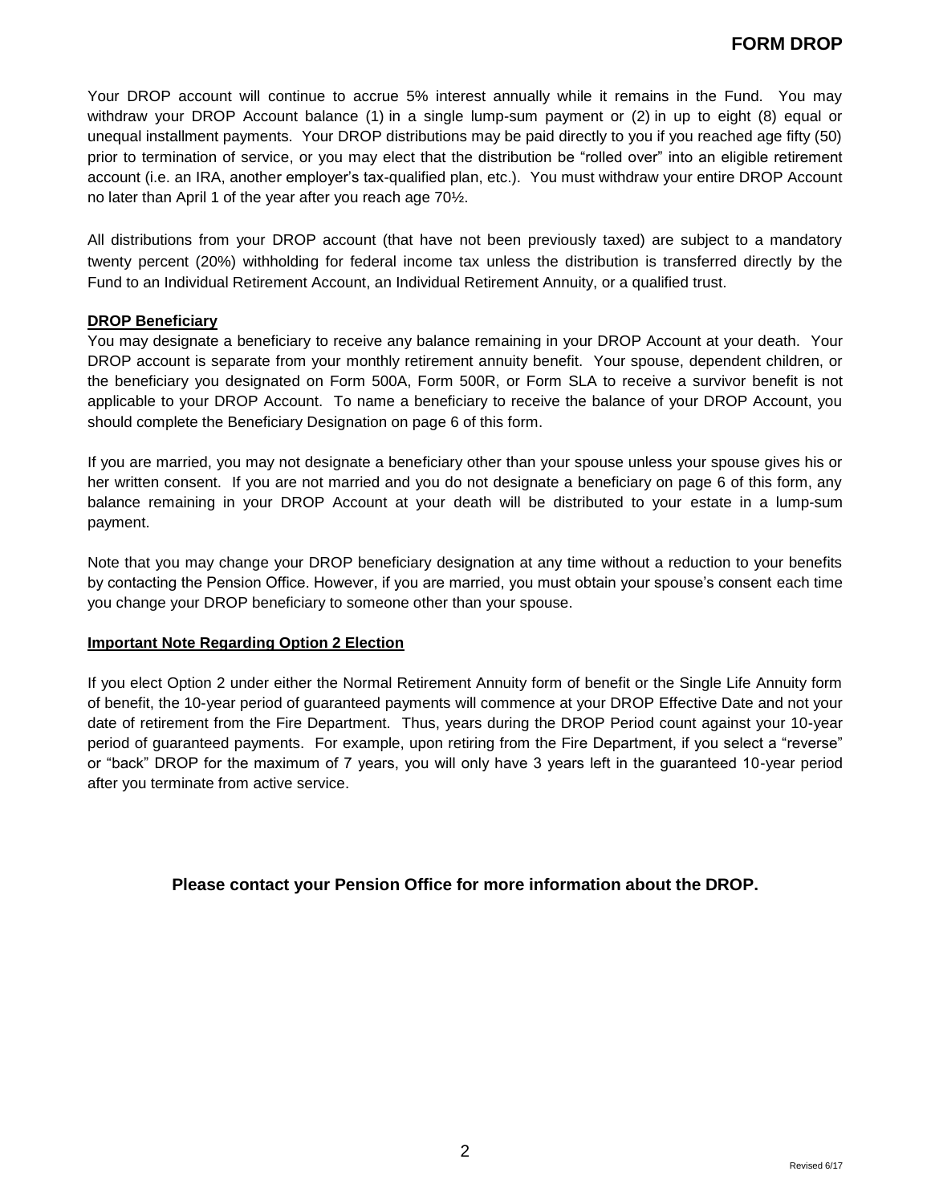Your DROP account will continue to accrue 5% interest annually while it remains in the Fund. You may withdraw your DROP Account balance (1) in a single lump-sum payment or (2) in up to eight (8) equal or unequal installment payments. Your DROP distributions may be paid directly to you if you reached age fifty (50) prior to termination of service, or you may elect that the distribution be "rolled over" into an eligible retirement account (i.e. an IRA, another employer's tax-qualified plan, etc.). You must withdraw your entire DROP Account no later than April 1 of the year after you reach age 70½.

All distributions from your DROP account (that have not been previously taxed) are subject to a mandatory twenty percent (20%) withholding for federal income tax unless the distribution is transferred directly by the Fund to an Individual Retirement Account, an Individual Retirement Annuity, or a qualified trust.

**DROP Beneficiary**

You may designate a beneficiary to receive any balance remaining in your DROP Account at your death. Your DROP account is separate from your monthly retirement annuity benefit. Your spouse, dependent children, or the beneficiary you designated on Form 500A, Form 500R, or Form SLA to receive a survivor benefit is not applicable to your DROP Account. To name a beneficiary to receive the balance of your DROP Account, you should complete the Beneficiary Designation on page 6 of this form.

If you are married, you may not designate a beneficiary other than your spouse unless your spouse gives his or her written consent. If you are not married and you do not designate a beneficiary on page 6 of this form, any balance remaining in your DROP Account at your death will be distributed to your estate in a lump-sum payment.

Note that you may change your DROP beneficiary designation at any time without a reduction to your benefits by contacting the Pension Office. However, if you are married, you must obtain your spouse's consent each time you change your DROP beneficiary to someone other than your spouse.

**Important Note Regarding Option 2 Election**

If you elect Option 2 under either the Normal Retirement Annuity form of benefit or the Single Life Annuity form of benefit, the 10-year period of guaranteed payments will commence at your DROP Effective Date and not your date of retirement from the Fire Department. Thus, years during the DROP Period count against your 10-year period of guaranteed payments. For example, upon retiring from the Fire Department, if you select a "reverse" or "back" DROP for the maximum of 7 years, you will only have 3 years left in the guaranteed 10-year period after you terminate from active service.

**Please contact your Pension Office for more information about the DROP.**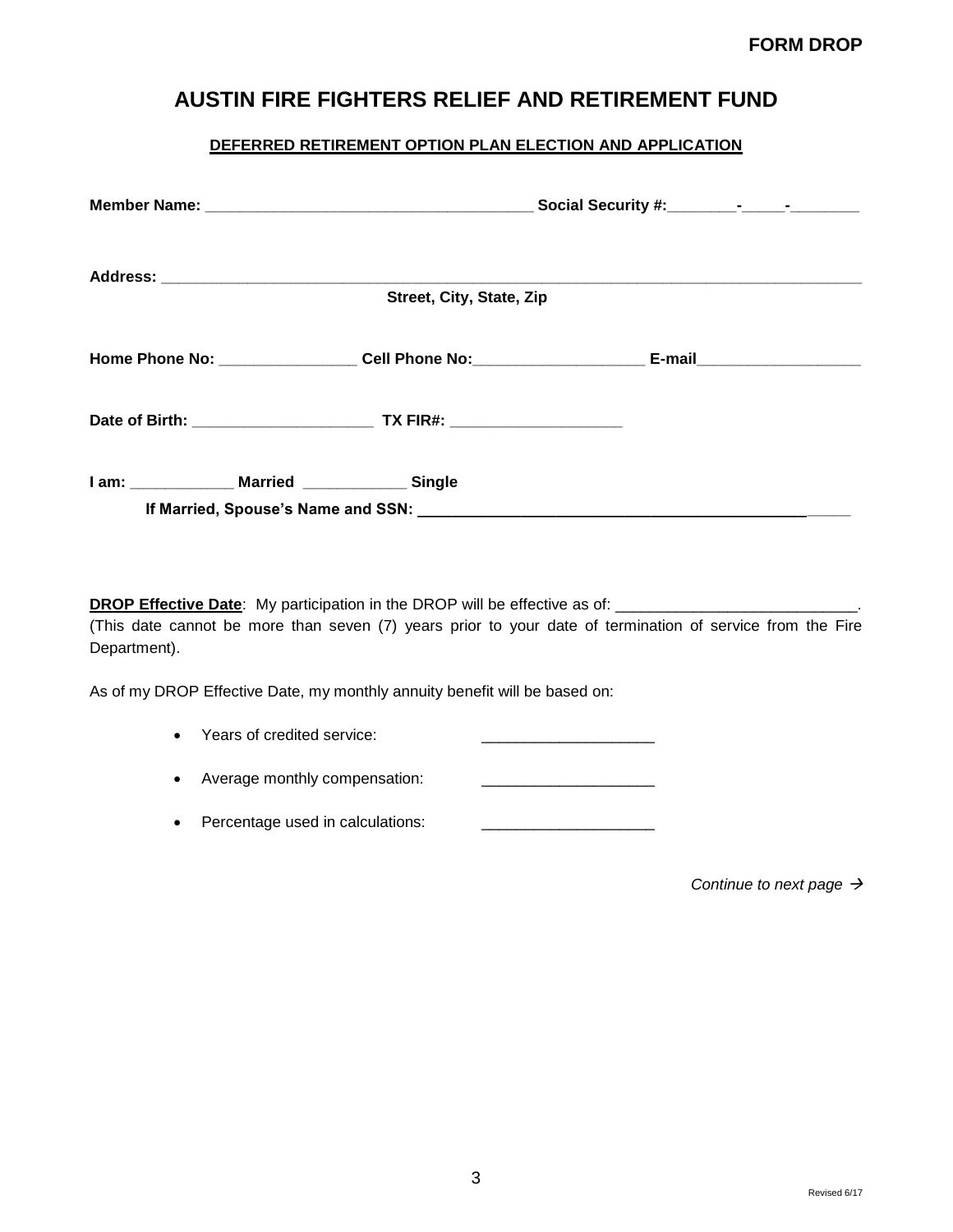**FORM DROP**

# AUSTIN FIRE FIGHTERS RELIEF AND RETIREMENT FUND

## DEFERRED RETIREMENT OPTION PLAN ELECTION AND APPLICATION

**Member Name:** _______________________________________ **Social Security #:**________-_____-________

**Address:** ______________________________________________________________________________

**Street, City, State, Zip**

**Home Phone No:** ________________ **Cell Phone No:**____________________ **E-mail**___________________

**Date of Birth:** _____________________ **TX FIR#:** ____________________

**I am:** ____________ **Married** ____________ **Single**

**If Married, Spouse's Name and SSN:** ________________________________________________

**DROP Effective Date**: My participation in the DROP will be effective as of: ___________________________. (This date cannot be more than seven (7) years prior to your date of termination of service from the Fire Department).

As of my DROP Effective Date, my monthly annuity benefit will be based on:

- Years of credited service: ____________________
- Average monthly compensation: ____________________
- Percentage used in calculations: ____________________

*Continue to next page →*

Revised 6/17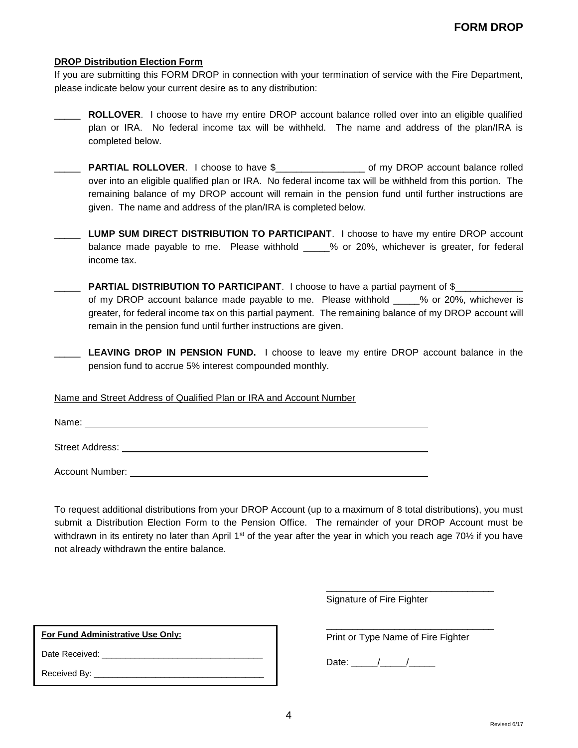**FORM DROP**

**DROP Distribution Election Form**

If you are submitting this FORM DROP in connection with your termination of service with the Fire Department, please indicate below your current desire as to any distribution:

_____ **ROLLOVER**. I choose to have my entire DROP account balance rolled over into an eligible qualified plan or IRA. No federal income tax will be withheld. The name and address of the plan/IRA is completed below.

_____ **PARTIAL ROLLOVER**. I choose to have $_________________ of my DROP account balance rolled over into an eligible qualified plan or IRA. No federal income tax will be withheld from this portion. The remaining balance of my DROP account will remain in the pension fund until further instructions are given. The name and address of the plan/IRA is completed below.

_____ **LUMP SUM DIRECT DISTRIBUTION TO PARTICIPANT**. I choose to have my entire DROP account balance made payable to me. Please withhold _____% or 20%, whichever is greater, for federal income tax.

_____ **PARTIAL DISTRIBUTION TO PARTICIPANT**. I choose to have a partial payment of $_____________ of my DROP account balance made payable to me. Please withhold _____% or 20%, whichever is greater, for federal income tax on this partial payment. The remaining balance of my DROP account will remain in the pension fund until further instructions are given.

_____ **LEAVING DROP IN PENSION FUND.** I choose to leave my entire DROP account balance in the pension fund to accrue 5% interest compounded monthly.

Name and Street Address of Qualified Plan or IRA and Account Number

Name: ____________________________________________________________

Street Address: ____________________________________________________________

Account Number: ____________________________________________________________

To request additional distributions from your DROP Account (up to a maximum of 8 total distributions), you must submit a Distribution Election Form to the Pension Office. The remainder of your DROP Account must be withdrawn in its entirety no later than April 1st of the year after the year in which you reach age 70½ if you have not already withdrawn the entire balance.

________________________________
Signature of Fire Fighter

________________________________
Print or Type Name of Fire Fighter

Date: _____/_____/_____

**For Fund Administrative Use Only:**

Date: Received: _________________________________

Received By: ____________________________________

Revised 6/17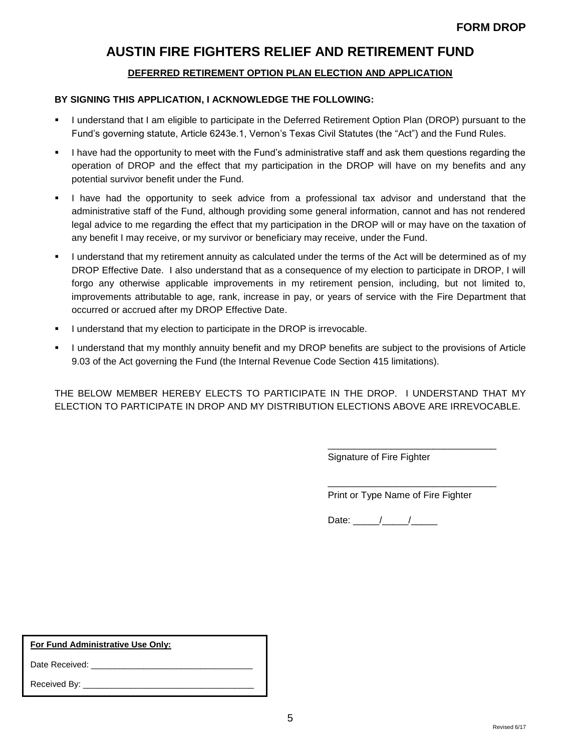**FORM DROP**

# AUSTIN FIRE FIGHTERS RELIEF AND RETIREMENT FUND

## DEFERRED RETIREMENT OPTION PLAN ELECTION AND APPLICATION

**BY SIGNING THIS APPLICATION, I ACKNOWLEDGE THE FOLLOWING:**

- I understand that I am eligible to participate in the Deferred Retirement Option Plan (DROP) pursuant to the Fund's governing statute, Article 6243e.1, Vernon's Texas Civil Statutes (the "Act") and the Fund Rules.
- I have had the opportunity to meet with the Fund's administrative staff and ask them questions regarding the operation of DROP and the effect that my participation in the DROP will have on my benefits and any potential survivor benefit under the Fund.
- I have had the opportunity to seek advice from a professional tax advisor and understand that the administrative staff of the Fund, although providing some general information, cannot and has not rendered legal advice to me regarding the effect that my participation in the DROP will or may have on the taxation of any benefit I may receive, or my survivor or beneficiary may receive, under the Fund.
- I understand that my retirement annuity as calculated under the terms of the Act will be determined as of my DROP Effective Date. I also understand that as a consequence of my election to participate in DROP, I will forgo any otherwise applicable improvements in my retirement pension, including, but not limited to, improvements attributable to age, rank, increase in pay, or years of service with the Fire Department that occurred or accrued after my DROP Effective Date.
- I understand that my election to participate in the DROP is irrevocable.
- I understand that my monthly annuity benefit and my DROP benefits are subject to the provisions of Article 9.03 of the Act governing the Fund (the Internal Revenue Code Section 415 limitations).

THE BELOW MEMBER HEREBY ELECTS TO PARTICIPATE IN THE DROP. I UNDERSTAND THAT MY ELECTION TO PARTICIPATE IN DROP AND MY DISTRIBUTION ELECTIONS ABOVE ARE IRREVOCABLE.

________________________________
Signature of Fire Fighter

________________________________
Print or Type Name of Fire Fighter

Date: _____/_____/_____

**For Fund Administrative Use Only:**

Date Received: ___________________________________

Received By: ____________________________________

Revised 6/17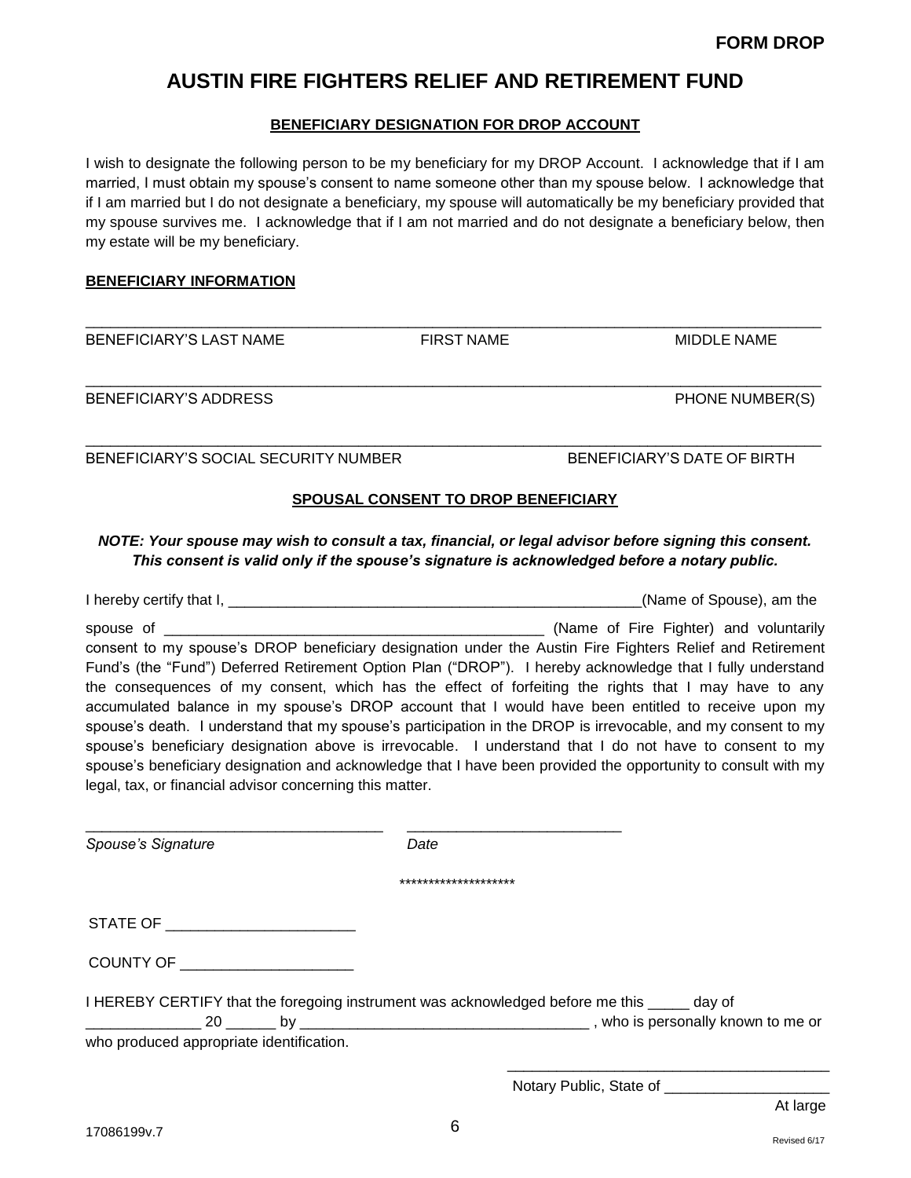**FORM DROP**

# AUSTIN FIRE FIGHTERS RELIEF AND RETIREMENT FUND

## BENEFICIARY DESIGNATION FOR DROP ACCOUNT

I wish to designate the following person to be my beneficiary for my DROP Account. I acknowledge that if I am married, I must obtain my spouse's consent to name someone other than my spouse below. I acknowledge that if I am married but I do not designate a beneficiary, my spouse will automatically be my beneficiary provided that my spouse survives me. I acknowledge that if I am not married and do not designate a beneficiary below, then my estate will be my beneficiary.

**BENEFICIARY INFORMATION**

_____________________________________________________________________________________

BENEFICIARY'S LAST NAME　　　　FIRST NAME　　　　MIDDLE NAME

_____________________________________________________________________________________

BENEFICIARY'S ADDRESS　　　　PHONE NUMBER(S)

_____________________________________________________________________________________

BENEFICIARY'S SOCIAL SECURITY NUMBER　　　　BENEFICIARY'S DATE OF BIRTH

## SPOUSAL CONSENT TO DROP BENEFICIARY

***NOTE: Your spouse may wish to consult a tax, financial, or legal advisor before signing this consent. This consent is valid only if the spouse's signature is acknowledged before a notary public.***

I hereby certify that I, ____________________________________________________(Name of Spouse), am the spouse of ______________________________________________ (Name of Fire Fighter) and voluntarily consent to my spouse's DROP beneficiary designation under the Austin Fire Fighters Relief and Retirement Fund's (the "Fund") Deferred Retirement Option Plan ("DROP"). I hereby acknowledge that I fully understand the consequences of my consent, which has the effect of forfeiting the rights that I may have to any accumulated balance in my spouse's DROP account that I would have been entitled to receive upon my spouse's death. I understand that my spouse's participation in the DROP is irrevocable, and my consent to my spouse's beneficiary designation above is irrevocable. I understand that I do not have to consent to my spouse's beneficiary designation and acknowledge that I have been provided the opportunity to consult with my legal, tax, or financial advisor concerning this matter.

____________________________________　　__________________________

*Spouse's Signature*　　　　*Date*

********************

STATE OF ______________________

COUNTY OF ____________________

I HEREBY CERTIFY that the foregoing instrument was acknowledged before me this _____ day of ______________ 20 ______ by ___________________________________ , who is personally known to me or who produced appropriate identification.

________________________________________

Notary Public, State of ____________________

At large

17086199v.7

Revised 6/17